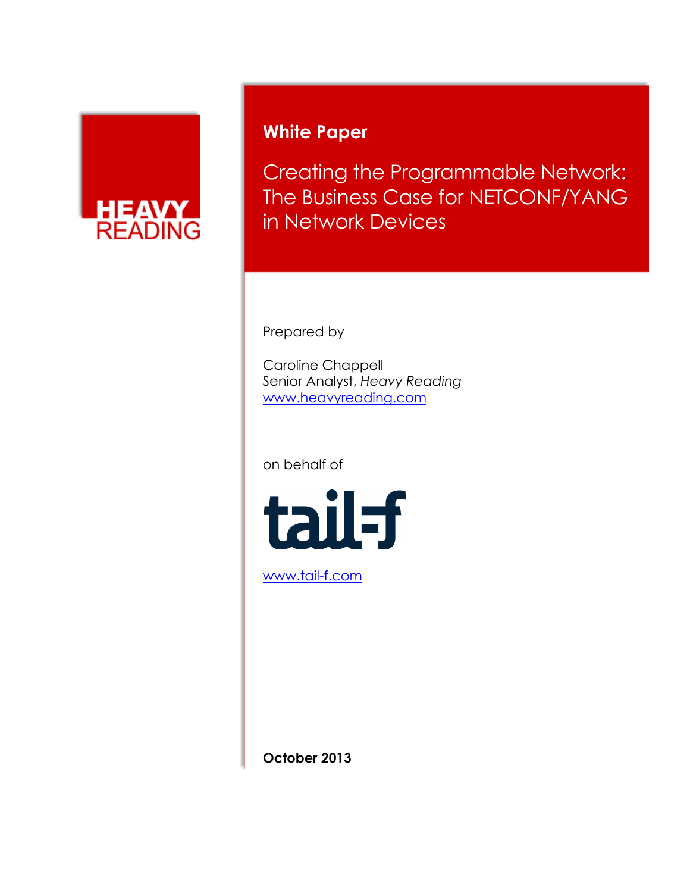HEAVY READING

**White Paper**

# Creating the Programmable Network: The Business Case for NETCONF/YANG in Network Devices

Prepared by

Caroline Chappell
Senior Analyst, *Heavy Reading*
www.heavyreading.com

on behalf of

tail-f

www.tail-f.com

**October 2013**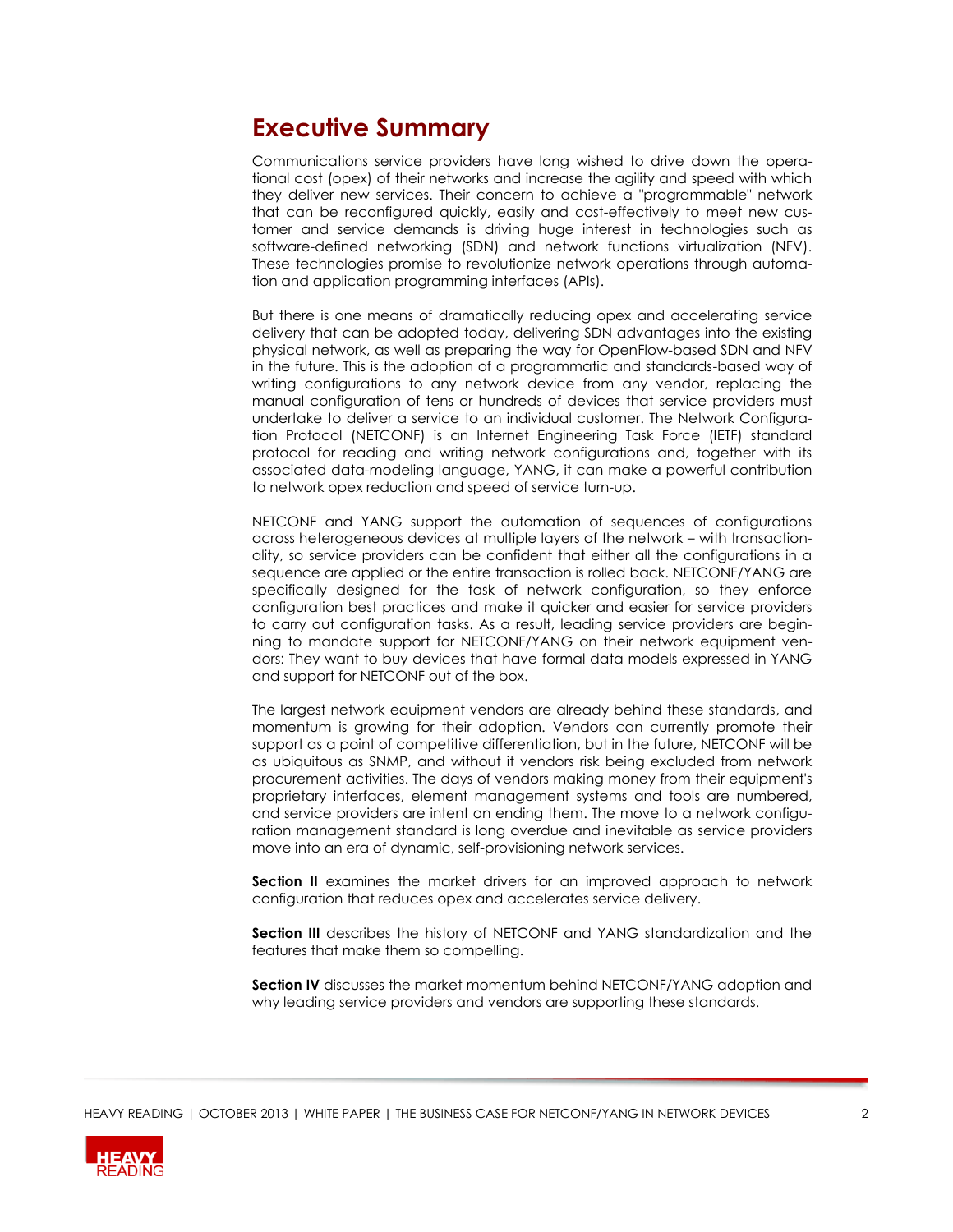# Executive Summary

Communications service providers have long wished to drive down the operational cost (opex) of their networks and increase the agility and speed with which they deliver new services. Their concern to achieve a "programmable" network that can be reconfigured quickly, easily and cost-effectively to meet new customer and service demands is driving huge interest in technologies such as software-defined networking (SDN) and network functions virtualization (NFV). These technologies promise to revolutionize network operations through automation and application programming interfaces (APIs).

But there is one means of dramatically reducing opex and accelerating service delivery that can be adopted today, delivering SDN advantages into the existing physical network, as well as preparing the way for OpenFlow-based SDN and NFV in the future. This is the adoption of a programmatic and standards-based way of writing configurations to any network device from any vendor, replacing the manual configuration of tens or hundreds of devices that service providers must undertake to deliver a service to an individual customer. The Network Configuration Protocol (NETCONF) is an Internet Engineering Task Force (IETF) standard protocol for reading and writing network configurations and, together with its associated data-modeling language, YANG, it can make a powerful contribution to network opex reduction and speed of service turn-up.

NETCONF and YANG support the automation of sequences of configurations across heterogeneous devices at multiple layers of the network – with transactionality, so service providers can be confident that either all the configurations in a sequence are applied or the entire transaction is rolled back. NETCONF/YANG are specifically designed for the task of network configuration, so they enforce configuration best practices and make it quicker and easier for service providers to carry out configuration tasks. As a result, leading service providers are beginning to mandate support for NETCONF/YANG on their network equipment vendors: They want to buy devices that have formal data models expressed in YANG and support for NETCONF out of the box.

The largest network equipment vendors are already behind these standards, and momentum is growing for their adoption. Vendors can currently promote their support as a point of competitive differentiation, but in the future, NETCONF will be as ubiquitous as SNMP, and without it vendors risk being excluded from network procurement activities. The days of vendors making money from their equipment's proprietary interfaces, element management systems and tools are numbered, and service providers are intent on ending them. The move to a network configuration management standard is long overdue and inevitable as service providers move into an era of dynamic, self-provisioning network services.

**Section II** examines the market drivers for an improved approach to network configuration that reduces opex and accelerates service delivery.

**Section III** describes the history of NETCONF and YANG standardization and the features that make them so compelling.

**Section IV** discusses the market momentum behind NETCONF/YANG adoption and why leading service providers and vendors are supporting these standards.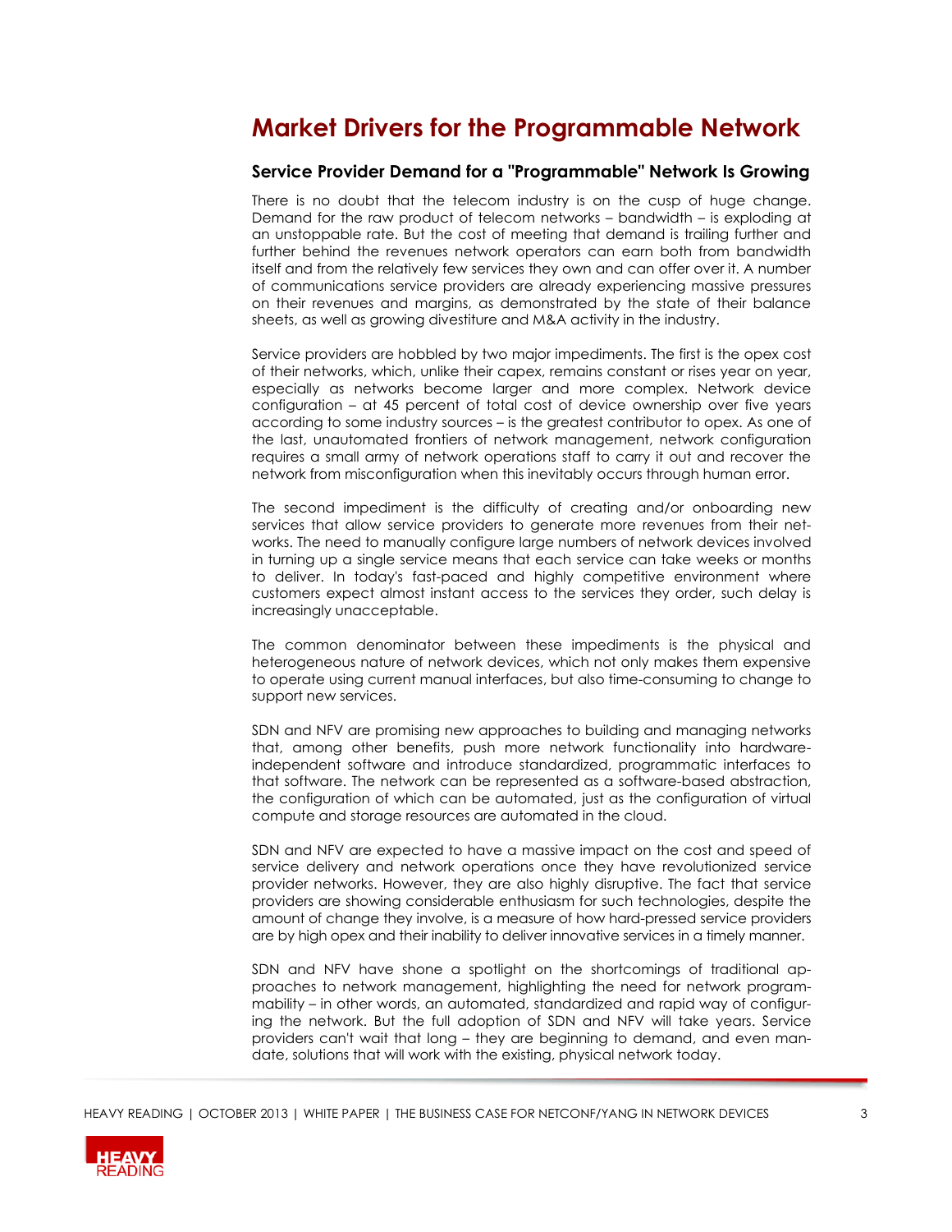# Market Drivers for the Programmable Network

## Service Provider Demand for a "Programmable" Network Is Growing

There is no doubt that the telecom industry is on the cusp of huge change. Demand for the raw product of telecom networks – bandwidth – is exploding at an unstoppable rate. But the cost of meeting that demand is trailing further and further behind the revenues network operators can earn both from bandwidth itself and from the relatively few services they own and can offer over it. A number of communications service providers are already experiencing massive pressures on their revenues and margins, as demonstrated by the state of their balance sheets, as well as growing divestiture and M&A activity in the industry.

Service providers are hobbled by two major impediments. The first is the opex cost of their networks, which, unlike their capex, remains constant or rises year on year, especially as networks become larger and more complex. Network device configuration – at 45 percent of total cost of device ownership over five years according to some industry sources – is the greatest contributor to opex. As one of the last, unautomated frontiers of network management, network configuration requires a small army of network operations staff to carry it out and recover the network from misconfiguration when this inevitably occurs through human error.

The second impediment is the difficulty of creating and/or onboarding new services that allow service providers to generate more revenues from their networks. The need to manually configure large numbers of network devices involved in turning up a single service means that each service can take weeks or months to deliver. In today's fast-paced and highly competitive environment where customers expect almost instant access to the services they order, such delay is increasingly unacceptable.

The common denominator between these impediments is the physical and heterogeneous nature of network devices, which not only makes them expensive to operate using current manual interfaces, but also time-consuming to change to support new services.

SDN and NFV are promising new approaches to building and managing networks that, among other benefits, push more network functionality into hardware-independent software and introduce standardized, programmatic interfaces to that software. The network can be represented as a software-based abstraction, the configuration of which can be automated, just as the configuration of virtual compute and storage resources are automated in the cloud.

SDN and NFV are expected to have a massive impact on the cost and speed of service delivery and network operations once they have revolutionized service provider networks. However, they are also highly disruptive. The fact that service providers are showing considerable enthusiasm for such technologies, despite the amount of change they involve, is a measure of how hard-pressed service providers are by high opex and their inability to deliver innovative services in a timely manner.

SDN and NFV have shone a spotlight on the shortcomings of traditional approaches to network management, highlighting the need for network programmability – in other words, an automated, standardized and rapid way of configuring the network. But the full adoption of SDN and NFV will take years. Service providers can't wait that long – they are beginning to demand, and even mandate, solutions that will work with the existing, physical network today.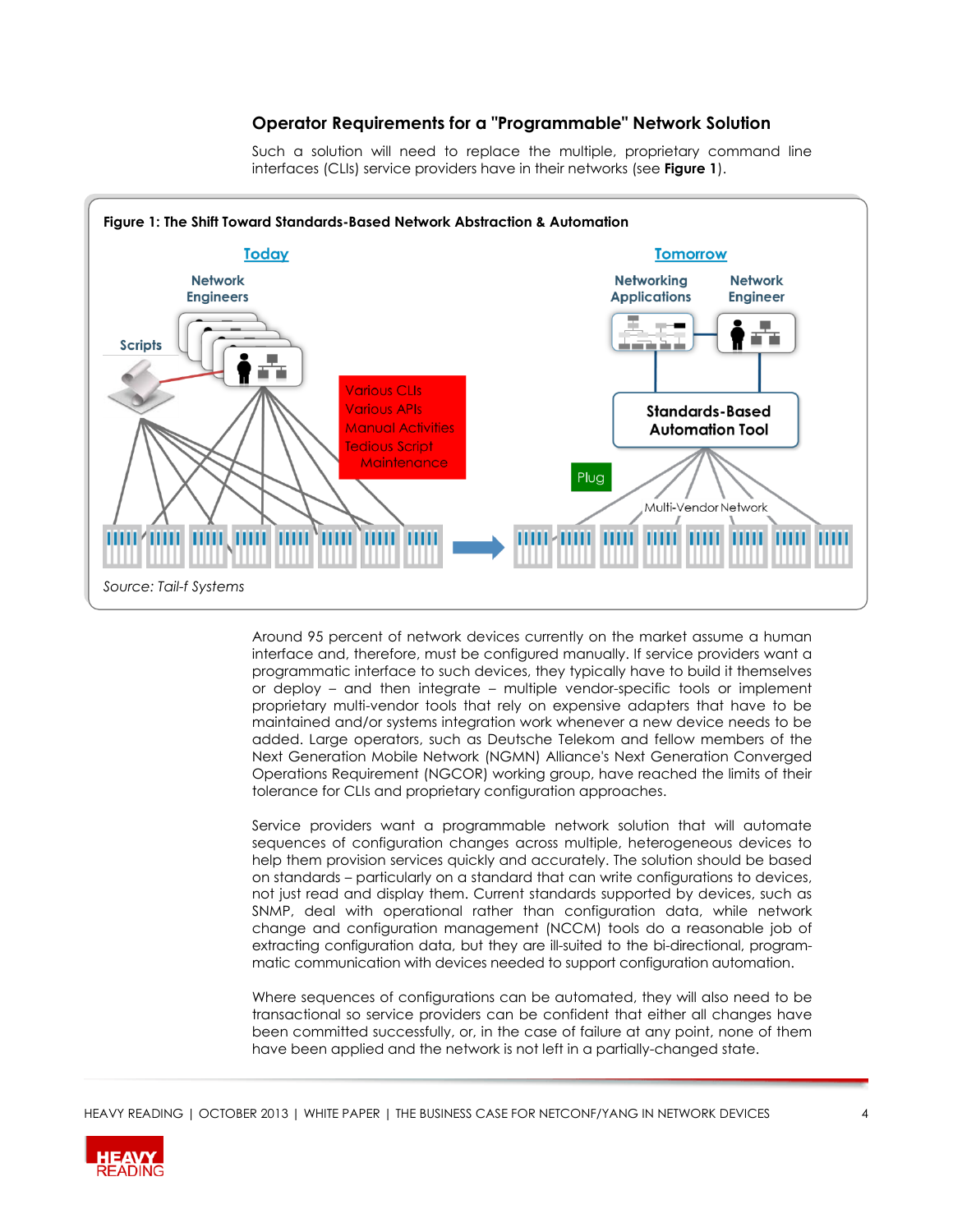## Operator Requirements for a "Programmable" Network Solution

Such a solution will need to replace the multiple, proprietary command line interfaces (CLIs) service providers have in their networks (see **Figure 1**).

**Figure 1: The Shift Toward Standards-Based Network Abstraction & Automation**

Source: Tail-f Systems

Around 95 percent of network devices currently on the market assume a human interface and, therefore, must be configured manually. If service providers want a programmatic interface to such devices, they typically have to build it themselves or deploy – and then integrate – multiple vendor-specific tools or implement proprietary multi-vendor tools that rely on expensive adapters that have to be maintained and/or systems integration work whenever a new device needs to be added. Large operators, such as Deutsche Telekom and fellow members of the Next Generation Mobile Network (NGMN) Alliance's Next Generation Converged Operations Requirement (NGCOR) working group, have reached the limits of their tolerance for CLIs and proprietary configuration approaches.

Service providers want a programmable network solution that will automate sequences of configuration changes across multiple, heterogeneous devices to help them provision services quickly and accurately. The solution should be based on standards – particularly on a standard that can write configurations to devices, not just read and display them. Current standards supported by devices, such as SNMP, deal with operational rather than configuration data, while network change and configuration management (NCCM) tools do a reasonable job of extracting configuration data, but they are ill-suited to the bi-directional, programmatic communication with devices needed to support configuration automation.

Where sequences of configurations can be automated, they will also need to be transactional so service providers can be confident that either all changes have been committed successfully, or, in the case of failure at any point, none of them have been applied and the network is not left in a partially-changed state.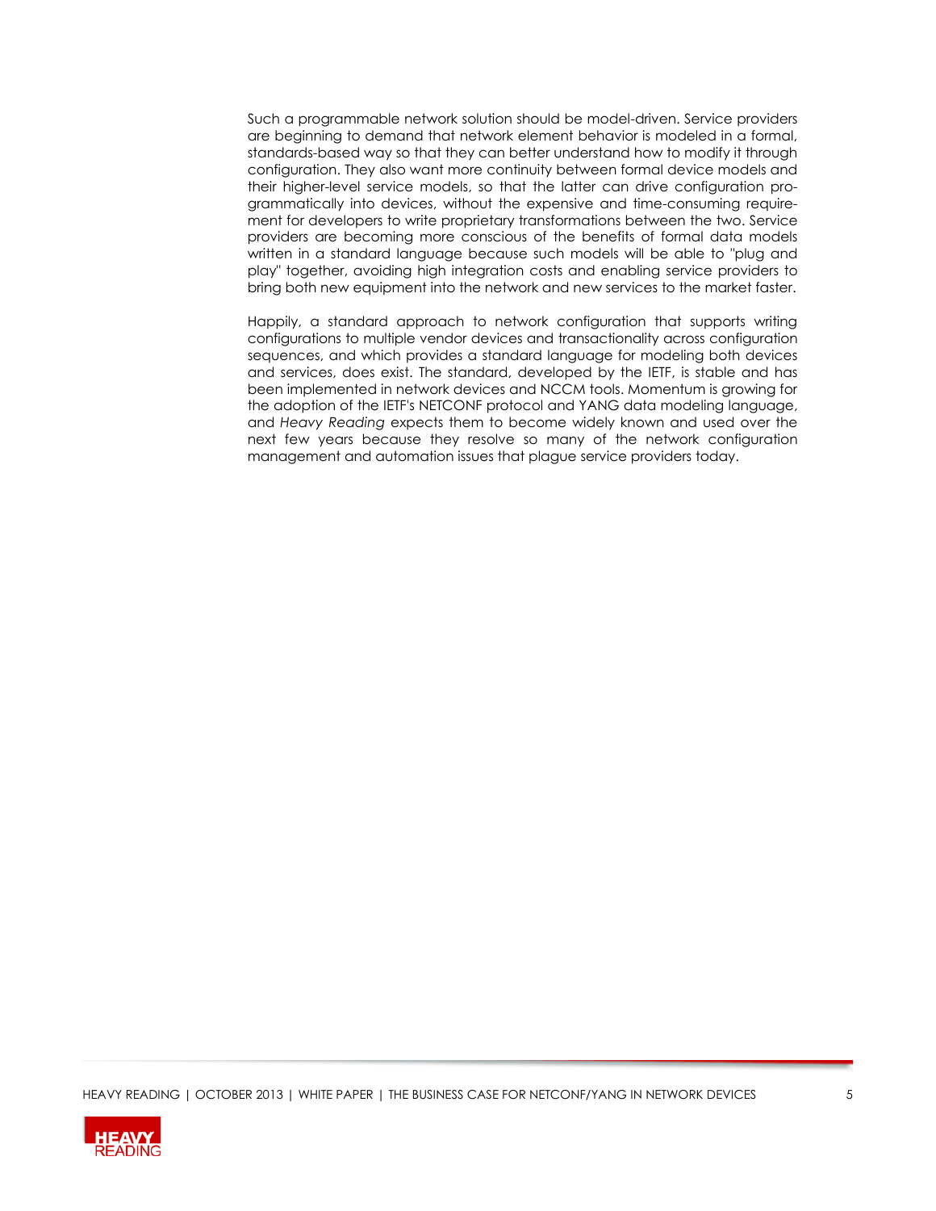Such a programmable network solution should be model-driven. Service providers are beginning to demand that network element behavior is modeled in a formal, standards-based way so that they can better understand how to modify it through configuration. They also want more continuity between formal device models and their higher-level service models, so that the latter can drive configuration programmatically into devices, without the expensive and time-consuming requirement for developers to write proprietary transformations between the two. Service providers are becoming more conscious of the benefits of formal data models written in a standard language because such models will be able to "plug and play" together, avoiding high integration costs and enabling service providers to bring both new equipment into the network and new services to the market faster.

Happily, a standard approach to network configuration that supports writing configurations to multiple vendor devices and transactionality across configuration sequences, and which provides a standard language for modeling both devices and services, does exist. The standard, developed by the IETF, is stable and has been implemented in network devices and NCCM tools. Momentum is growing for the adoption of the IETF's NETCONF protocol and YANG data modeling language, and *Heavy Reading* expects them to become widely known and used over the next few years because they resolve so many of the network configuration management and automation issues that plague service providers today.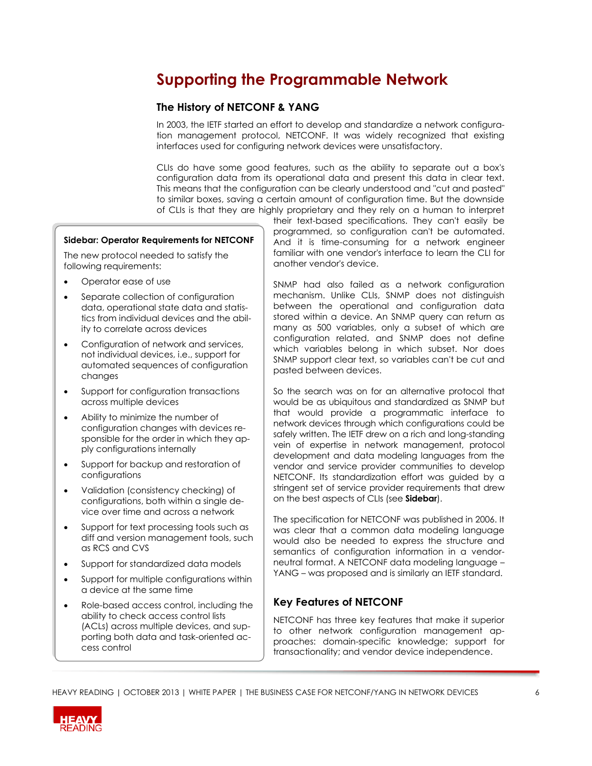# Supporting the Programmable Network

## The History of NETCONF & YANG

In 2003, the IETF started an effort to develop and standardize a network configuration management protocol, NETCONF. It was widely recognized that existing interfaces used for configuring network devices were unsatisfactory.

CLIs do have some good features, such as the ability to separate out a box's configuration data from its operational data and present this data in clear text. This means that the configuration can be clearly understood and "cut and pasted" to similar boxes, saving a certain amount of configuration time. But the downside of CLIs is that they are highly proprietary and they rely on a human to interpret their text-based specifications. They can't easily be programmed, so configuration can't be automated. And it is time-consuming for a network engineer familiar with one vendor's interface to learn the CLI for another vendor's device.

SNMP had also failed as a network configuration mechanism. Unlike CLIs, SNMP does not distinguish between the operational and configuration data stored within a device. An SNMP query can return as many as 500 variables, only a subset of which are configuration related, and SNMP does not define which variables belong in which subset. Nor does SNMP support clear text, so variables can't be cut and pasted between devices.

So the search was on for an alternative protocol that would be as ubiquitous and standardized as SNMP but that would provide a programmatic interface to network devices through which configurations could be safely written. The IETF drew on a rich and long-standing vein of expertise in network management, protocol development and data modeling languages from the vendor and service provider communities to develop NETCONF. Its standardization effort was guided by a stringent set of service provider requirements that drew on the best aspects of CLIs (see **Sidebar**).

The specification for NETCONF was published in 2006. It was clear that a common data modeling language would also be needed to express the structure and semantics of configuration information in a vendor-neutral format. A NETCONF data modeling language – YANG – was proposed and is similarly an IETF standard.

**Sidebar: Operator Requirements for NETCONF**

The new protocol needed to satisfy the following requirements:

- Operator ease of use
- Separate collection of configuration data, operational state data and statistics from individual devices and the ability to correlate across devices
- Configuration of network and services, not individual devices, i.e., support for automated sequences of configuration changes
- Support for configuration transactions across multiple devices
- Ability to minimize the number of configuration changes with devices responsible for the order in which they apply configurations internally
- Support for backup and restoration of configurations
- Validation (consistency checking) of configurations, both within a single device over time and across a network
- Support for text processing tools such as diff and version management tools, such as RCS and CVS
- Support for standardized data models
- Support for multiple configurations within a device at the same time
- Role-based access control, including the ability to check access control lists (ACLs) across multiple devices, and supporting both data and task-oriented access control

## Key Features of NETCONF

NETCONF has three key features that make it superior to other network configuration management approaches: domain-specific knowledge; support for transactionality; and vendor device independence.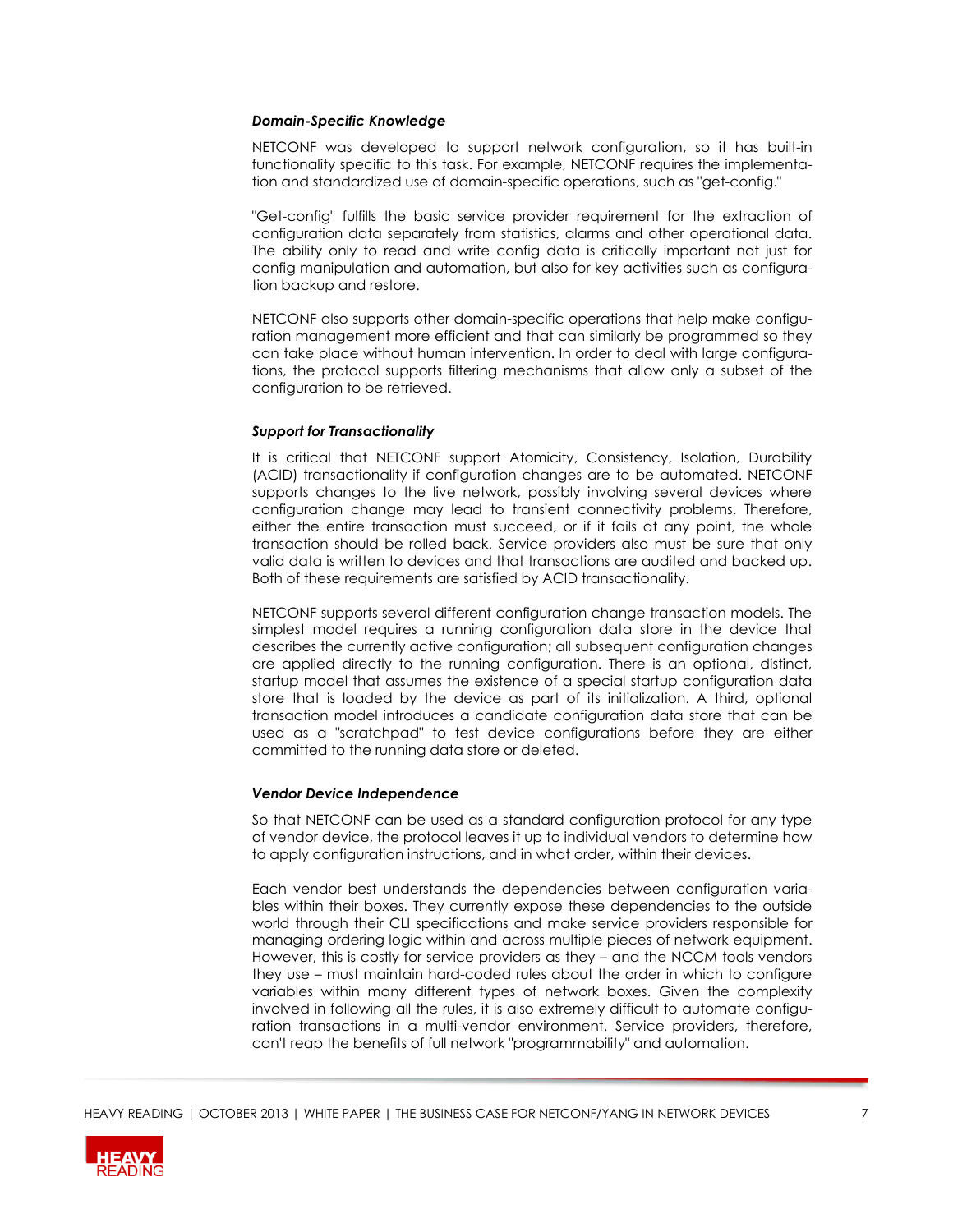### *Domain-Specific Knowledge*

NETCONF was developed to support network configuration, so it has built-in functionality specific to this task. For example, NETCONF requires the implementation and standardized use of domain-specific operations, such as "get-config."

"Get-config" fulfills the basic service provider requirement for the extraction of configuration data separately from statistics, alarms and other operational data. The ability only to read and write config data is critically important not just for config manipulation and automation, but also for key activities such as configuration backup and restore.

NETCONF also supports other domain-specific operations that help make configuration management more efficient and that can similarly be programmed so they can take place without human intervention. In order to deal with large configurations, the protocol supports filtering mechanisms that allow only a subset of the configuration to be retrieved.

### *Support for Transactionality*

It is critical that NETCONF support Atomicity, Consistency, Isolation, Durability (ACID) transactionality if configuration changes are to be automated. NETCONF supports changes to the live network, possibly involving several devices where configuration change may lead to transient connectivity problems. Therefore, either the entire transaction must succeed, or if it fails at any point, the whole transaction should be rolled back. Service providers also must be sure that only valid data is written to devices and that transactions are audited and backed up. Both of these requirements are satisfied by ACID transactionality.

NETCONF supports several different configuration change transaction models. The simplest model requires a running configuration data store in the device that describes the currently active configuration; all subsequent configuration changes are applied directly to the running configuration. There is an optional, distinct, startup model that assumes the existence of a special startup configuration data store that is loaded by the device as part of its initialization. A third, optional transaction model introduces a candidate configuration data store that can be used as a "scratchpad" to test device configurations before they are either committed to the running data store or deleted.

### *Vendor Device Independence*

So that NETCONF can be used as a standard configuration protocol for any type of vendor device, the protocol leaves it up to individual vendors to determine how to apply configuration instructions, and in what order, within their devices.

Each vendor best understands the dependencies between configuration variables within their boxes. They currently expose these dependencies to the outside world through their CLI specifications and make service providers responsible for managing ordering logic within and across multiple pieces of network equipment. However, this is costly for service providers as they – and the NCCM tools vendors they use – must maintain hard-coded rules about the order in which to configure variables within many different types of network boxes. Given the complexity involved in following all the rules, it is also extremely difficult to automate configuration transactions in a multi-vendor environment. Service providers, therefore, can't reap the benefits of full network "programmability" and automation.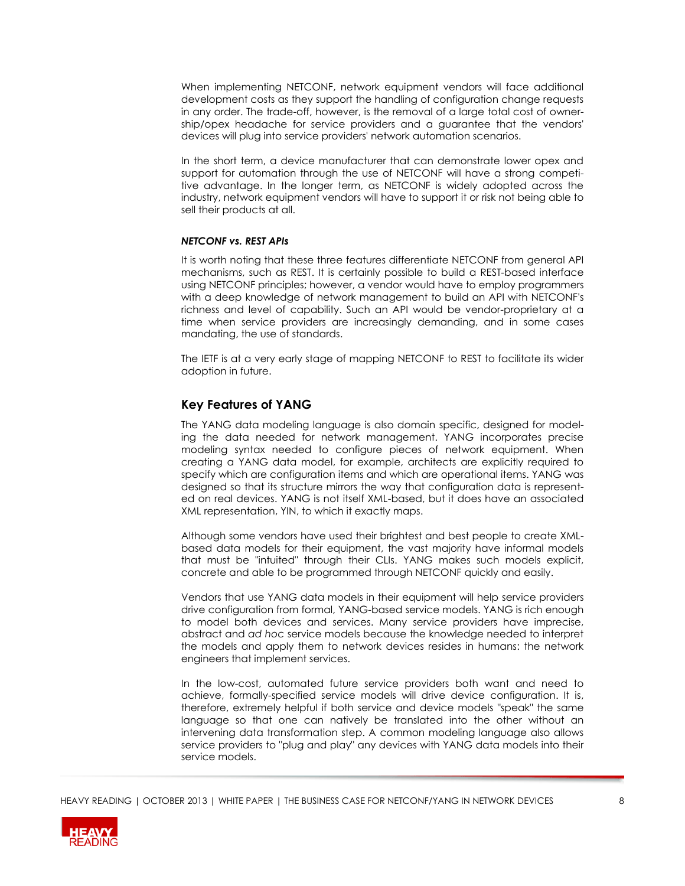When implementing NETCONF, network equipment vendors will face additional development costs as they support the handling of configuration change requests in any order. The trade-off, however, is the removal of a large total cost of ownership/opex headache for service providers and a guarantee that the vendors' devices will plug into service providers' network automation scenarios.

In the short term, a device manufacturer that can demonstrate lower opex and support for automation through the use of NETCONF will have a strong competitive advantage. In the longer term, as NETCONF is widely adopted across the industry, network equipment vendors will have to support it or risk not being able to sell their products at all.

***NETCONF vs. REST APIs***

It is worth noting that these three features differentiate NETCONF from general API mechanisms, such as REST. It is certainly possible to build a REST-based interface using NETCONF principles; however, a vendor would have to employ programmers with a deep knowledge of network management to build an API with NETCONF's richness and level of capability. Such an API would be vendor-proprietary at a time when service providers are increasingly demanding, and in some cases mandating, the use of standards.

The IETF is at a very early stage of mapping NETCONF to REST to facilitate its wider adoption in future.

## Key Features of YANG

The YANG data modeling language is also domain specific, designed for modeling the data needed for network management. YANG incorporates precise modeling syntax needed to configure pieces of network equipment. When creating a YANG data model, for example, architects are explicitly required to specify which are configuration items and which are operational items. YANG was designed so that its structure mirrors the way that configuration data is represented on real devices. YANG is not itself XML-based, but it does have an associated XML representation, YIN, to which it exactly maps.

Although some vendors have used their brightest and best people to create XML-based data models for their equipment, the vast majority have informal models that must be "intuited" through their CLIs. YANG makes such models explicit, concrete and able to be programmed through NETCONF quickly and easily.

Vendors that use YANG data models in their equipment will help service providers drive configuration from formal, YANG-based service models. YANG is rich enough to model both devices and services. Many service providers have imprecise, abstract and *ad hoc* service models because the knowledge needed to interpret the models and apply them to network devices resides in humans: the network engineers that implement services.

In the low-cost, automated future service providers both want and need to achieve, formally-specified service models will drive device configuration. It is, therefore, extremely helpful if both service and device models "speak" the same language so that one can natively be translated into the other without an intervening data transformation step. A common modeling language also allows service providers to "plug and play" any devices with YANG data models into their service models.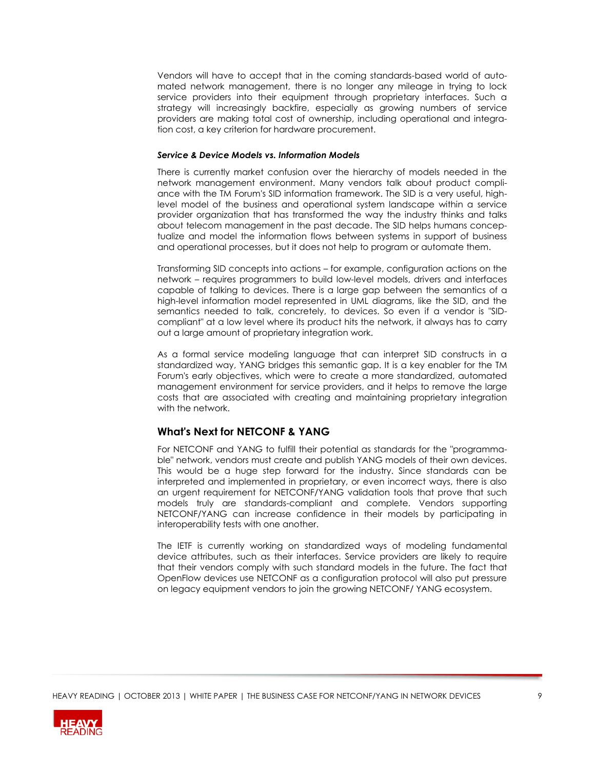Vendors will have to accept that in the coming standards-based world of automated network management, there is no longer any mileage in trying to lock service providers into their equipment through proprietary interfaces. Such a strategy will increasingly backfire, especially as growing numbers of service providers are making total cost of ownership, including operational and integration cost, a key criterion for hardware procurement.

#### *Service & Device Models vs. Information Models*

There is currently market confusion over the hierarchy of models needed in the network management environment. Many vendors talk about product compliance with the TM Forum's SID information framework. The SID is a very useful, high-level model of the business and operational system landscape within a service provider organization that has transformed the way the industry thinks and talks about telecom management in the past decade. The SID helps humans conceptualize and model the information flows between systems in support of business and operational processes, but it does not help to program or automate them.

Transforming SID concepts into actions – for example, configuration actions on the network – requires programmers to build low-level models, drivers and interfaces capable of talking to devices. There is a large gap between the semantics of a high-level information model represented in UML diagrams, like the SID, and the semantics needed to talk, concretely, to devices. So even if a vendor is "SID-compliant" at a low level where its product hits the network, it always has to carry out a large amount of proprietary integration work.

As a formal service modeling language that can interpret SID constructs in a standardized way, YANG bridges this semantic gap. It is a key enabler for the TM Forum's early objectives, which were to create a more standardized, automated management environment for service providers, and it helps to remove the large costs that are associated with creating and maintaining proprietary integration with the network.

### What's Next for NETCONF & YANG

For NETCONF and YANG to fulfill their potential as standards for the "programmable" network, vendors must create and publish YANG models of their own devices. This would be a huge step forward for the industry. Since standards can be interpreted and implemented in proprietary, or even incorrect ways, there is also an urgent requirement for NETCONF/YANG validation tools that prove that such models truly are standards-compliant and complete. Vendors supporting NETCONF/YANG can increase confidence in their models by participating in interoperability tests with one another.

The IETF is currently working on standardized ways of modeling fundamental device attributes, such as their interfaces. Service providers are likely to require that their vendors comply with such standard models in the future. The fact that OpenFlow devices use NETCONF as a configuration protocol will also put pressure on legacy equipment vendors to join the growing NETCONF/ YANG ecosystem.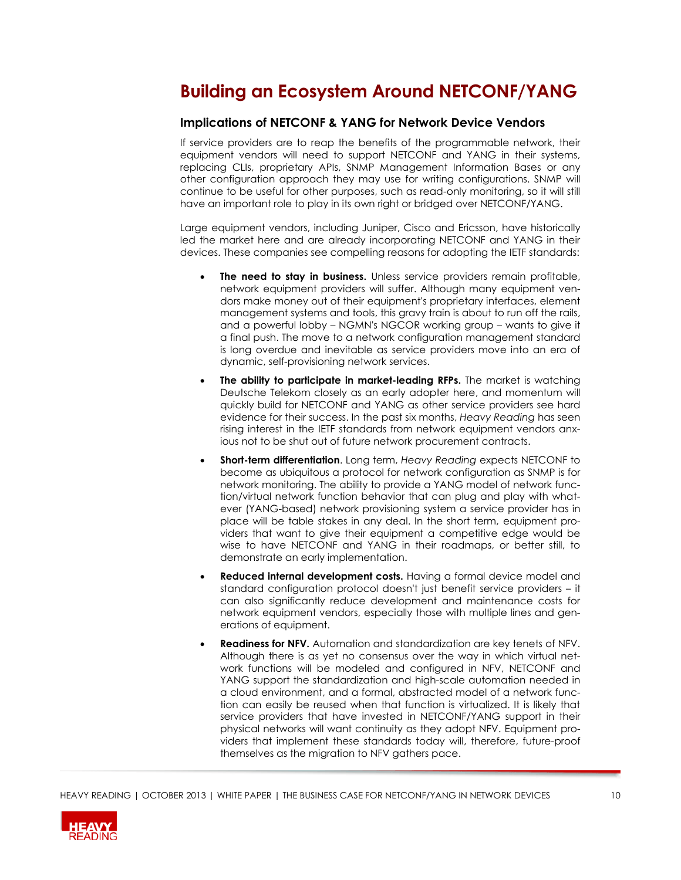# Building an Ecosystem Around NETCONF/YANG

## Implications of NETCONF & YANG for Network Device Vendors

If service providers are to reap the benefits of the programmable network, their equipment vendors will need to support NETCONF and YANG in their systems, replacing CLIs, proprietary APIs, SNMP Management Information Bases or any other configuration approach they may use for writing configurations. SNMP will continue to be useful for other purposes, such as read-only monitoring, so it will still have an important role to play in its own right or bridged over NETCONF/YANG.

Large equipment vendors, including Juniper, Cisco and Ericsson, have historically led the market here and are already incorporating NETCONF and YANG in their devices. These companies see compelling reasons for adopting the IETF standards:

- **The need to stay in business.** Unless service providers remain profitable, network equipment providers will suffer. Although many equipment vendors make money out of their equipment's proprietary interfaces, element management systems and tools, this gravy train is about to run off the rails, and a powerful lobby – NGMN's NGCOR working group – wants to give it a final push. The move to a network configuration management standard is long overdue and inevitable as service providers move into an era of dynamic, self-provisioning network services.
- **The ability to participate in market-leading RFPs.** The market is watching Deutsche Telekom closely as an early adopter here, and momentum will quickly build for NETCONF and YANG as other service providers see hard evidence for their success. In the past six months, *Heavy Reading* has seen rising interest in the IETF standards from network equipment vendors anxious not to be shut out of future network procurement contracts.
- **Short-term differentiation**. Long term, *Heavy Reading* expects NETCONF to become as ubiquitous a protocol for network configuration as SNMP is for network monitoring. The ability to provide a YANG model of network function/virtual network function behavior that can plug and play with whatever (YANG-based) network provisioning system a service provider has in place will be table stakes in any deal. In the short term, equipment providers that want to give their equipment a competitive edge would be wise to have NETCONF and YANG in their roadmaps, or better still, to demonstrate an early implementation.
- **Reduced internal development costs.** Having a formal device model and standard configuration protocol doesn't just benefit service providers – it can also significantly reduce development and maintenance costs for network equipment vendors, especially those with multiple lines and generations of equipment.
- **Readiness for NFV.** Automation and standardization are key tenets of NFV. Although there is as yet no consensus over the way in which virtual network functions will be modeled and configured in NFV, NETCONF and YANG support the standardization and high-scale automation needed in a cloud environment, and a formal, abstracted model of a network function can easily be reused when that function is virtualized. It is likely that service providers that have invested in NETCONF/YANG support in their physical networks will want continuity as they adopt NFV. Equipment providers that implement these standards today will, therefore, future-proof themselves as the migration to NFV gathers pace.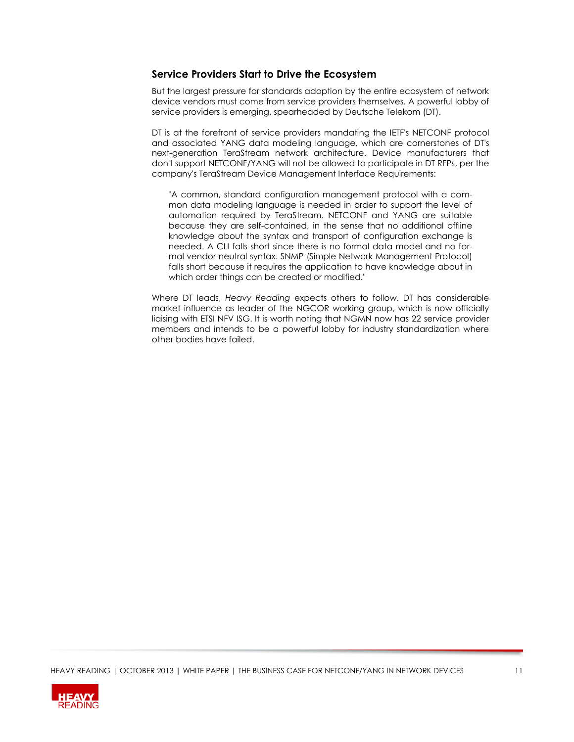### Service Providers Start to Drive the Ecosystem

But the largest pressure for standards adoption by the entire ecosystem of network device vendors must come from service providers themselves. A powerful lobby of service providers is emerging, spearheaded by Deutsche Telekom (DT).

DT is at the forefront of service providers mandating the IETF's NETCONF protocol and associated YANG data modeling language, which are cornerstones of DT's next-generation TeraStream network architecture. Device manufacturers that don't support NETCONF/YANG will not be allowed to participate in DT RFPs, per the company's TeraStream Device Management Interface Requirements:

> "A common, standard configuration management protocol with a common data modeling language is needed in order to support the level of automation required by TeraStream. NETCONF and YANG are suitable because they are self-contained, in the sense that no additional offline knowledge about the syntax and transport of configuration exchange is needed. A CLI falls short since there is no formal data model and no formal vendor-neutral syntax. SNMP (Simple Network Management Protocol) falls short because it requires the application to have knowledge about in which order things can be created or modified."

Where DT leads, *Heavy Reading* expects others to follow. DT has considerable market influence as leader of the NGCOR working group, which is now officially liaising with ETSI NFV ISG. It is worth noting that NGMN now has 22 service provider members and intends to be a powerful lobby for industry standardization where other bodies have failed.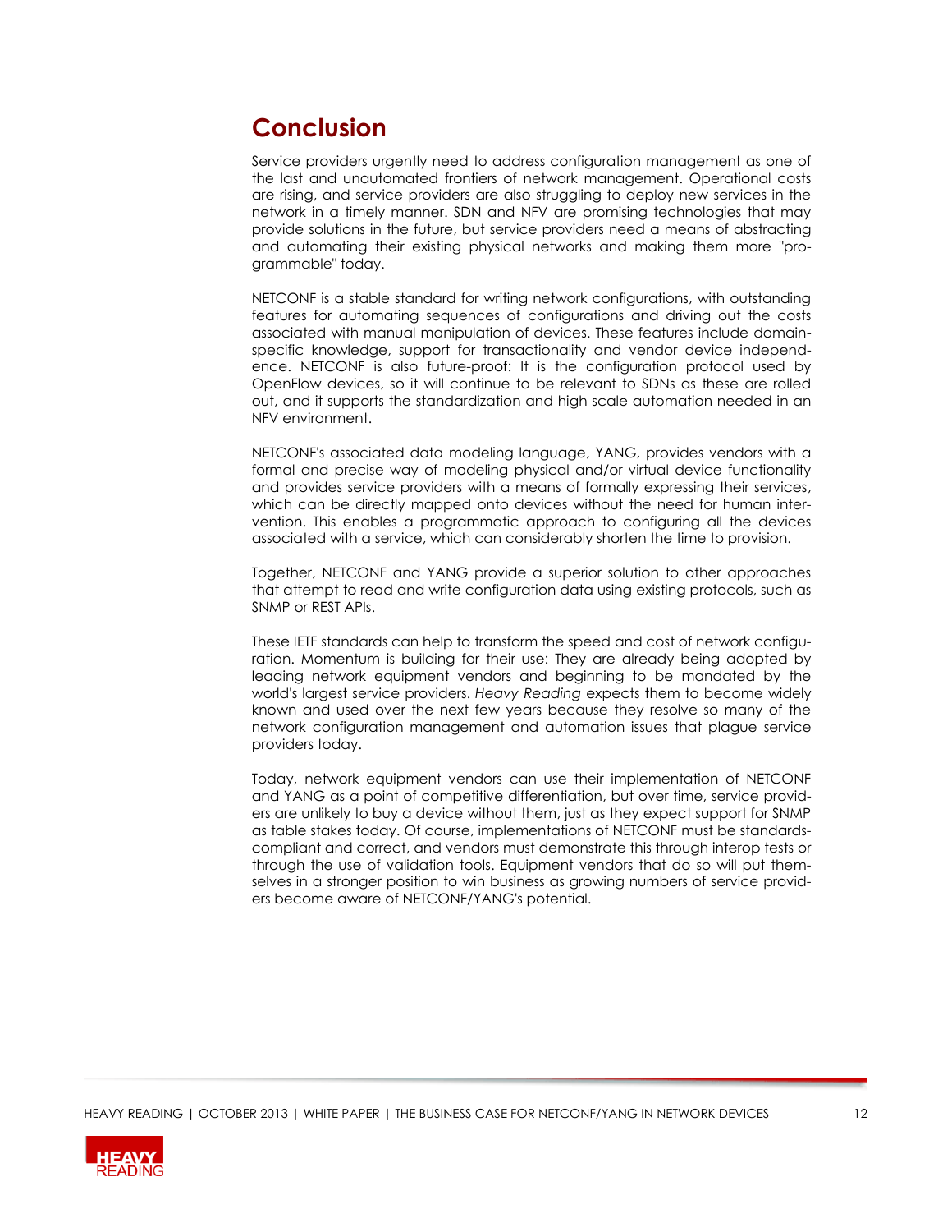## Conclusion

Service providers urgently need to address configuration management as one of the last and unautomated frontiers of network management. Operational costs are rising, and service providers are also struggling to deploy new services in the network in a timely manner. SDN and NFV are promising technologies that may provide solutions in the future, but service providers need a means of abstracting and automating their existing physical networks and making them more "programmable" today.

NETCONF is a stable standard for writing network configurations, with outstanding features for automating sequences of configurations and driving out the costs associated with manual manipulation of devices. These features include domain-specific knowledge, support for transactionality and vendor device independence. NETCONF is also future-proof: It is the configuration protocol used by OpenFlow devices, so it will continue to be relevant to SDNs as these are rolled out, and it supports the standardization and high scale automation needed in an NFV environment.

NETCONF's associated data modeling language, YANG, provides vendors with a formal and precise way of modeling physical and/or virtual device functionality and provides service providers with a means of formally expressing their services, which can be directly mapped onto devices without the need for human intervention. This enables a programmatic approach to configuring all the devices associated with a service, which can considerably shorten the time to provision.

Together, NETCONF and YANG provide a superior solution to other approaches that attempt to read and write configuration data using existing protocols, such as SNMP or REST APIs.

These IETF standards can help to transform the speed and cost of network configuration. Momentum is building for their use: They are already being adopted by leading network equipment vendors and beginning to be mandated by the world's largest service providers. *Heavy Reading* expects them to become widely known and used over the next few years because they resolve so many of the network configuration management and automation issues that plague service providers today.

Today, network equipment vendors can use their implementation of NETCONF and YANG as a point of competitive differentiation, but over time, service providers are unlikely to buy a device without them, just as they expect support for SNMP as table stakes today. Of course, implementations of NETCONF must be standards-compliant and correct, and vendors must demonstrate this through interop tests or through the use of validation tools. Equipment vendors that do so will put themselves in a stronger position to win business as growing numbers of service providers become aware of NETCONF/YANG's potential.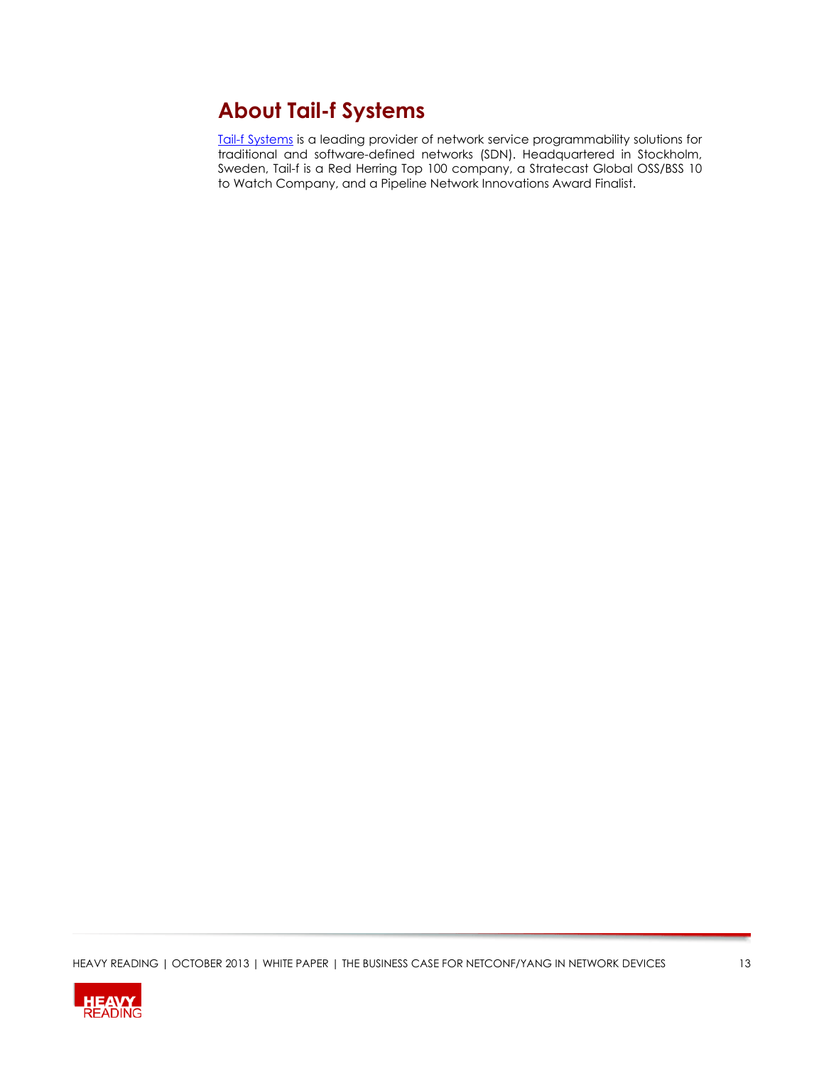## About Tail-f Systems

[Tail-f Systems](Tail-f Systems) is a leading provider of network service programmability solutions for traditional and software-defined networks (SDN). Headquartered in Stockholm, Sweden, Tail-f is a Red Herring Top 100 company, a Stratecast Global OSS/BSS 10 to Watch Company, and a Pipeline Network Innovations Award Finalist.